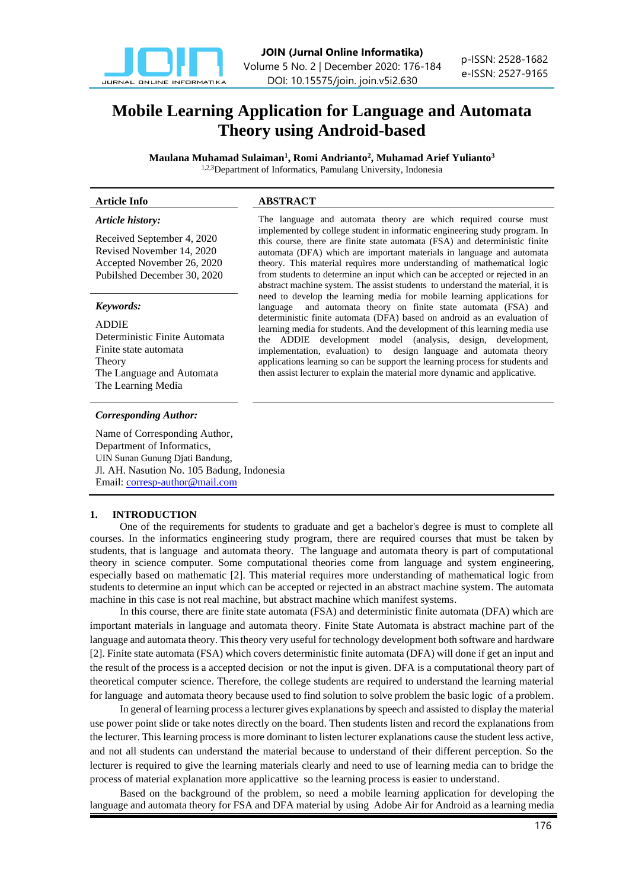# Mobile Learning Application for Language and Automata Theory using Android-based

**Maulana Muhamad Sulaiman[1], Romi Andrianto[2], Muhamad Arief Yulianto[3]**

[1,2,3]Department of Informatics, Pamulang University, Indonesia

**Article Info**

***Article history:***

Received September 4, 2020
Revised November 14, 2020
Accepted November 26, 2020
Pubilshed December 30, 2020

***Keywords:***

ADDIE
Deterministic Finite Automata
Finite state automata
Theory
The Language and Automata
The Learning Media

**ABSTRACT**

The language and automata theory are which required course must implemented by college student in informatic engineering study program. In this course, there are finite state automata (FSA) and deterministic finite automata (DFA) which are important materials in language and automata theory. This material requires more understanding of mathematical logic from students to determine an input which can be accepted or rejected in an abstract machine system. The assist students to understand the material, it is need to develop the learning media for mobile learning applications for language and automata theory on finite state automata (FSA) and deterministic finite automata (DFA) based on android as an evaluation of learning media for students. And the development of this learning media use the ADDIE development model (analysis, design, development, implementation, evaluation) to design language and automata theory applications learning so can be support the learning process for students and then assist lecturer to explain the material more dynamic and applicative.

***Corresponding Author:***

Name of Corresponding Author,
Department of Informatics,
UIN Sunan Gunung Djati Bandung,
Jl. AH. Nasution No. 105 Badung, Indonesia
Email: corresp-author@mail.com

## 1. INTRODUCTION

One of the requirements for students to graduate and get a bachelor's degree is must to complete all courses. In the informatics engineering study program, there are required courses that must be taken by students, that is language and automata theory. The language and automata theory is part of computational theory in science computer. Some computational theories come from language and system engineering, especially based on mathematic [2]. This material requires more understanding of mathematical logic from students to determine an input which can be accepted or rejected in an abstract machine system. The automata machine in this case is not real machine, but abstract machine which manifest systems.

In this course, there are finite state automata (FSA) and deterministic finite automata (DFA) which are important materials in language and automata theory. Finite State Automata is abstract machine part of the language and automata theory. This theory very useful for technology development both software and hardware [2]. Finite state automata (FSA) which covers deterministic finite automata (DFA) will done if get an input and the result of the process is a accepted decision or not the input is given. DFA is a computational theory part of theoretical computer science. Therefore, the college students are required to understand the learning material for language and automata theory because used to find solution to solve problem the basic logic of a problem.

In general of learning process a lecturer gives explanations by speech and assisted to display the material use power point slide or take notes directly on the board. Then students listen and record the explanations from the lecturer. This learning process is more dominant to listen lecturer explanations cause the student less active, and not all students can understand the material because to understand of their different perception. So the lecturer is required to give the learning materials clearly and need to use of learning media can to bridge the process of material explanation more applicattive so the learning process is easier to understand.

Based on the background of the problem, so need a mobile learning application for developing the language and automata theory for FSA and DFA material by using Adobe Air for Android as a learning media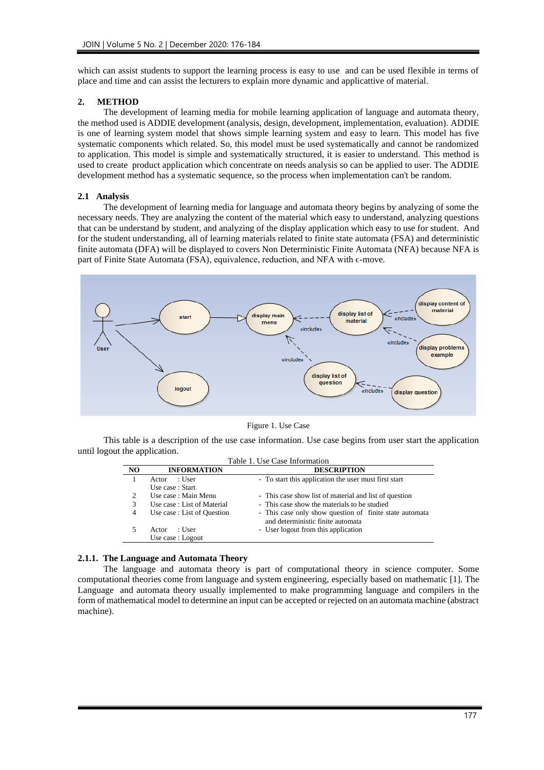which can assist students to support the learning process is easy to use and can be used flexible in terms of place and time and can assist the lecturers to explain more dynamic and applicattive of material.

## 2. METHOD

The development of learning media for mobile learning application of language and automata theory, the method used is ADDIE development (analysis, design, development, implementation, evaluation). ADDIE is one of learning system model that shows simple learning system and easy to learn. This model has five systematic components which related. So, this model must be used systematically and cannot be randomized to application. This model is simple and systematically structured, it is easier to understand. This method is used to create product application which concentrate on needs analysis so can be applied to user. The ADDIE development method has a systematic sequence, so the process when implementation can't be random.

### 2.1 Analysis

The development of learning media for language and automata theory begins by analyzing of some the necessary needs. They are analyzing the content of the material which easy to understand, analyzing questions that can be understand by student, and analyzing of the display application which easy to use for student. And for the student understanding, all of learning materials related to finite state automata (FSA) and deterministic finite automata (DFA) will be displayed to covers Non Deterministic Finite Automata (NFA) because NFA is part of Finite State Automata (FSA), equivalence, reduction, and NFA with ϵ-move.

Figure 1. Use Case

This table is a description of the use case information. Use case begins from user start the application until logout the application.

Table 1. Use Case Information

| NO | INFORMATION | DESCRIPTION |
|---|---|---|
| 1 | Actor : User<br>Use case : Start | - To start this application the user must first start |
| 2 | Use case : Main Menu | - This case show list of material and list of question |
| 3 | Use case : List of Material | - This case show the materials to be studied |
| 4 | Use case : List of Question | - This case only show question of finite state automata and deterministic finite automata |
| 5 | Actor : User<br>Use case : Logout | - User logout from this application |

#### 2.1.1. The Language and Automata Theory

The language and automata theory is part of computational theory in science computer. Some computational theories come from language and system engineering, especially based on mathematic [1]. The Language and automata theory usually implemented to make programming language and compilers in the form of mathematical model to determine an input can be accepted or rejected on an automata machine (abstract machine).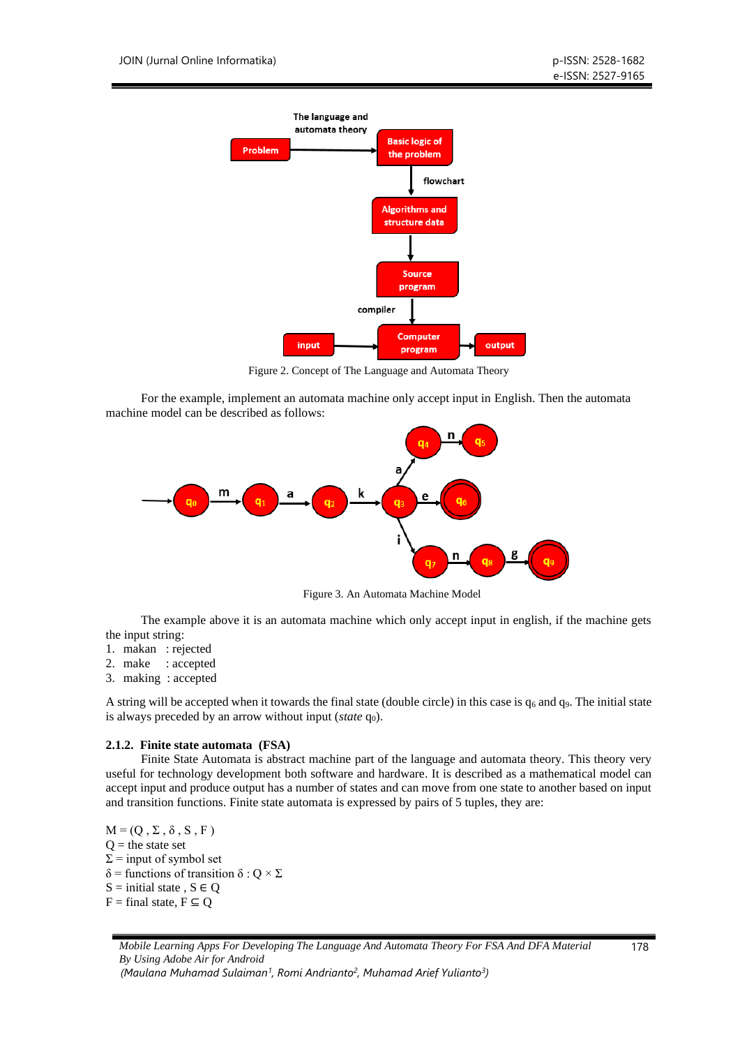Figure 2. Concept of The Language and Automata Theory

For the example, implement an automata machine only accept input in English. Then the automata machine model can be described as follows:

Figure 3. An Automata Machine Model

The example above it is an automata machine which only accept input in english, if the machine gets the input string:

1. makan : rejected
2. make : accepted
3. making : accepted

A string will be accepted when it towards the final state (double circle) in this case is $q_6$ and $q_9$. The initial state is always preceded by an arrow without input (*state* $q_0$).

### 2.1.2. Finite state automata (FSA)

Finite State Automata is abstract machine part of the language and automata theory. This theory very useful for technology development both software and hardware. It is described as a mathematical model can accept input and produce output has a number of states and can move from one state to another based on input and transition functions. Finite state automata is expressed by pairs of 5 tuples, they are:

$M = (Q , \Sigma , \delta , S , F )$
$Q$ = the state set
$\Sigma$ = input of symbol set
$\delta$ = functions of transition $\delta : Q \times \Sigma$
$S$ = initial state , $S \in Q$
$F$ = final state, $F \subseteq Q$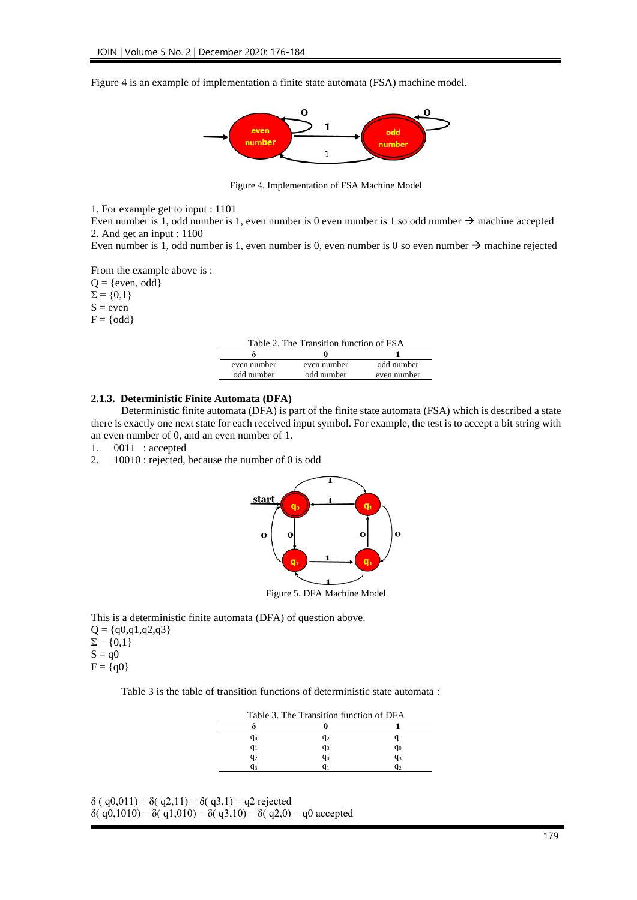Figure 4 is an example of implementation a finite state automata (FSA) machine model.

Figure 4. Implementation of FSA Machine Model

1. For example get to input : 1101
Even number is 1, odd number is 1, even number is 0 even number is 1 so odd number → machine accepted
2. And get an input : 1100
Even number is 1, odd number is 1, even number is 0, even number is 0 so even number → machine rejected

From the example above is :
Q = {even, odd}
Σ = {0,1}
S = even
F = {odd}

Table 2. The Transition function of FSA

| δ | 0 | 1 |
|---|---|---|
| even number | even number | odd number |
| odd number | odd number | even number |

### 2.1.3. Deterministic Finite Automata (DFA)

Deterministic finite automata (DFA) is part of the finite state automata (FSA) which is described a state there is exactly one next state for each received input symbol. For example, the test is to accept a bit string with an even number of 0, and an even number of 1.

1. 0011 : accepted
2. 10010 : rejected, because the number of 0 is odd

Figure 5. DFA Machine Model

This is a deterministic finite automata (DFA) of question above.
Q = {q0,q1,q2,q3}
Σ = {0,1}
S = q0
F = {q0}

Table 3 is the table of transition functions of deterministic state automata :

Table 3. The Transition function of DFA

| δ | 0 | 1 |
|---|---|---|
| $q_0$ | $q_2$ | $q_1$ |
| $q_1$ | $q_3$ | $q_0$ |
| $q_2$ | $q_0$ | $q_3$ |
| $q_3$ | $q_1$ | $q_2$ |

$\delta(q0,011) = \delta(q2,11) = \delta(q3,1) = q2$ rejected
$\delta(q0,1010) = \delta(q1,010) = \delta(q3,10) = \delta(q2,0) = q0$ accepted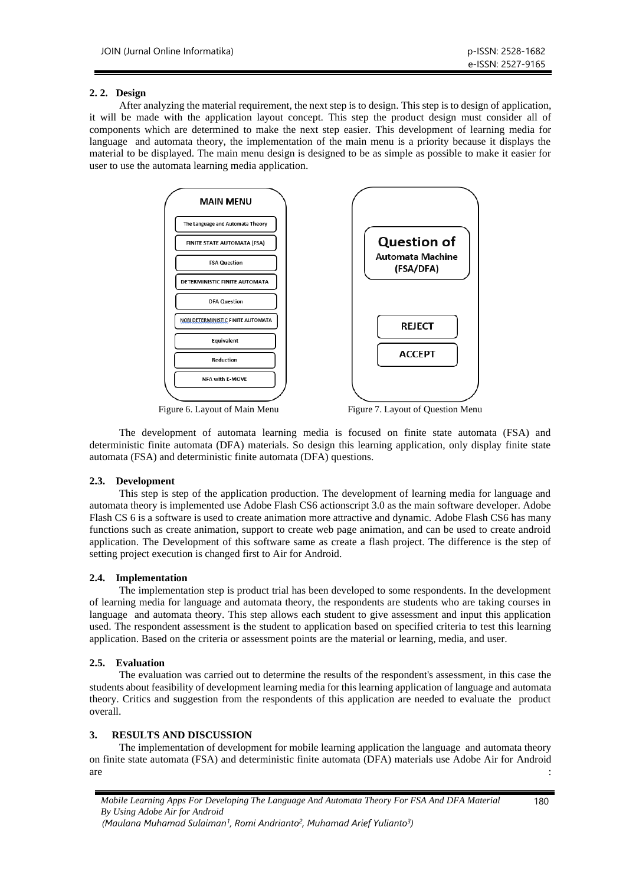### 2. 2. Design

After analyzing the material requirement, the next step is to design. This step is to design of application, it will be made with the application layout concept. This step the product design must consider all of components which are determined to make the next step easier. This development of learning media for language and automata theory, the implementation of the main menu is a priority because it displays the material to be displayed. The main menu design is designed to be as simple as possible to make it easier for user to use the automata learning media application.

Figure 6. Layout of Main Menu

Figure 7. Layout of Question Menu

The development of automata learning media is focused on finite state automata (FSA) and deterministic finite automata (DFA) materials. So design this learning application, only display finite state automata (FSA) and deterministic finite automata (DFA) questions.

### 2.3. Development

This step is step of the application production. The development of learning media for language and automata theory is implemented use Adobe Flash CS6 actionscript 3.0 as the main software developer. Adobe Flash CS 6 is a software is used to create animation more attractive and dynamic. Adobe Flash CS6 has many functions such as create animation, support to create web page animation, and can be used to create android application. The Development of this software same as create a flash project. The difference is the step of setting project execution is changed first to Air for Android.

### 2.4. Implementation

The implementation step is product trial has been developed to some respondents. In the development of learning media for language and automata theory, the respondents are students who are taking courses in language and automata theory. This step allows each student to give assessment and input this application used. The respondent assessment is the student to application based on specified criteria to test this learning application. Based on the criteria or assessment points are the material or learning, media, and user.

### 2.5. Evaluation

The evaluation was carried out to determine the results of the respondent's assessment, in this case the students about feasibility of development learning media for this learning application of language and automata theory. Critics and suggestion from the respondents of this application are needed to evaluate the product overall.

## 3. RESULTS AND DISCUSSION

The implementation of development for mobile learning application the language and automata theory on finite state automata (FSA) and deterministic finite automata (DFA) materials use Adobe Air for Android are :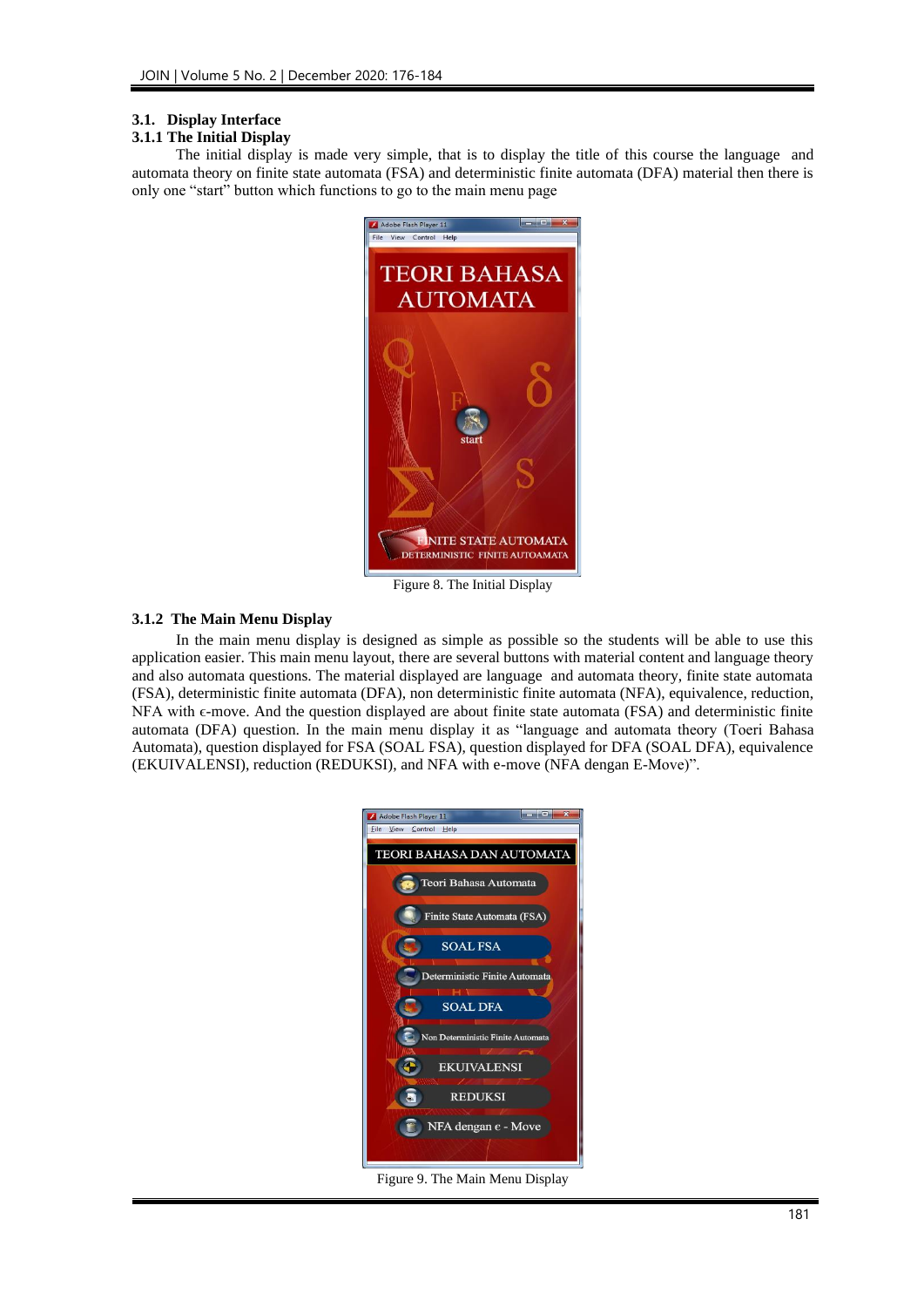### 3.1. Display Interface

#### 3.1.1 The Initial Display

The initial display is made very simple, that is to display the title of this course the language and automata theory on finite state automata (FSA) and deterministic finite automata (DFA) material then there is only one "start" button which functions to go to the main menu page

Figure 8. The Initial Display

#### 3.1.2 The Main Menu Display

In the main menu display is designed as simple as possible so the students will be able to use this application easier. This main menu layout, there are several buttons with material content and language theory and also automata questions. The material displayed are language and automata theory, finite state automata (FSA), deterministic finite automata (DFA), non deterministic finite automata (NFA), equivalence, reduction, NFA with ϵ-move. And the question displayed are about finite state automata (FSA) and deterministic finite automata (DFA) question. In the main menu display it as "language and automata theory (Toeri Bahasa Automata), question displayed for FSA (SOAL FSA), question displayed for DFA (SOAL DFA), equivalence (EKUIVALENSI), reduction (REDUKSI), and NFA with e-move (NFA dengan E-Move)".

Figure 9. The Main Menu Display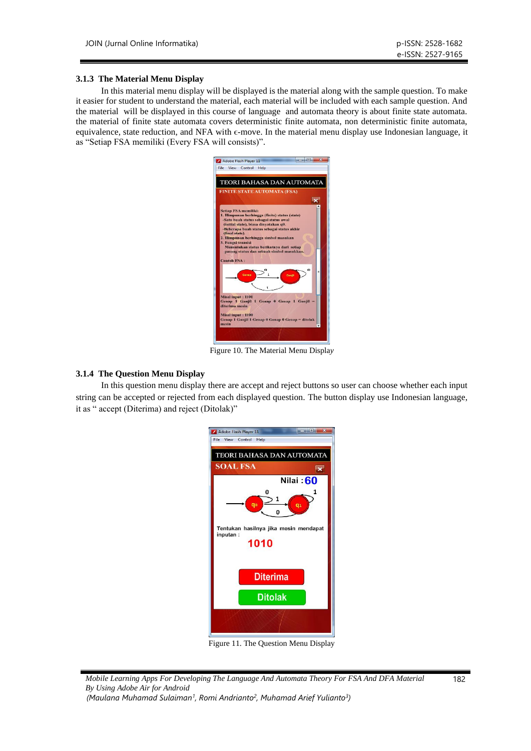### 3.1.3 The Material Menu Display

In this material menu display will be displayed is the material along with the sample question. To make it easier for student to understand the material, each material will be included with each sample question. And the material will be displayed in this course of language and automata theory is about finite state automata. the material of finite state automata covers deterministic finite automata, non deterministic finite automata, equivalence, state reduction, and NFA with $\epsilon$-move. In the material menu display use Indonesian language, it as "Setiap FSA memiliki (Every FSA will consists)".

Figure 10. The Material Menu Display

### 3.1.4 The Question Menu Display

In this question menu display there are accept and reject buttons so user can choose whether each input string can be accepted or rejected from each displayed question. The button display use Indonesian language, it as " accept (Diterima) and reject (Ditolak)"

Figure 11. The Question Menu Display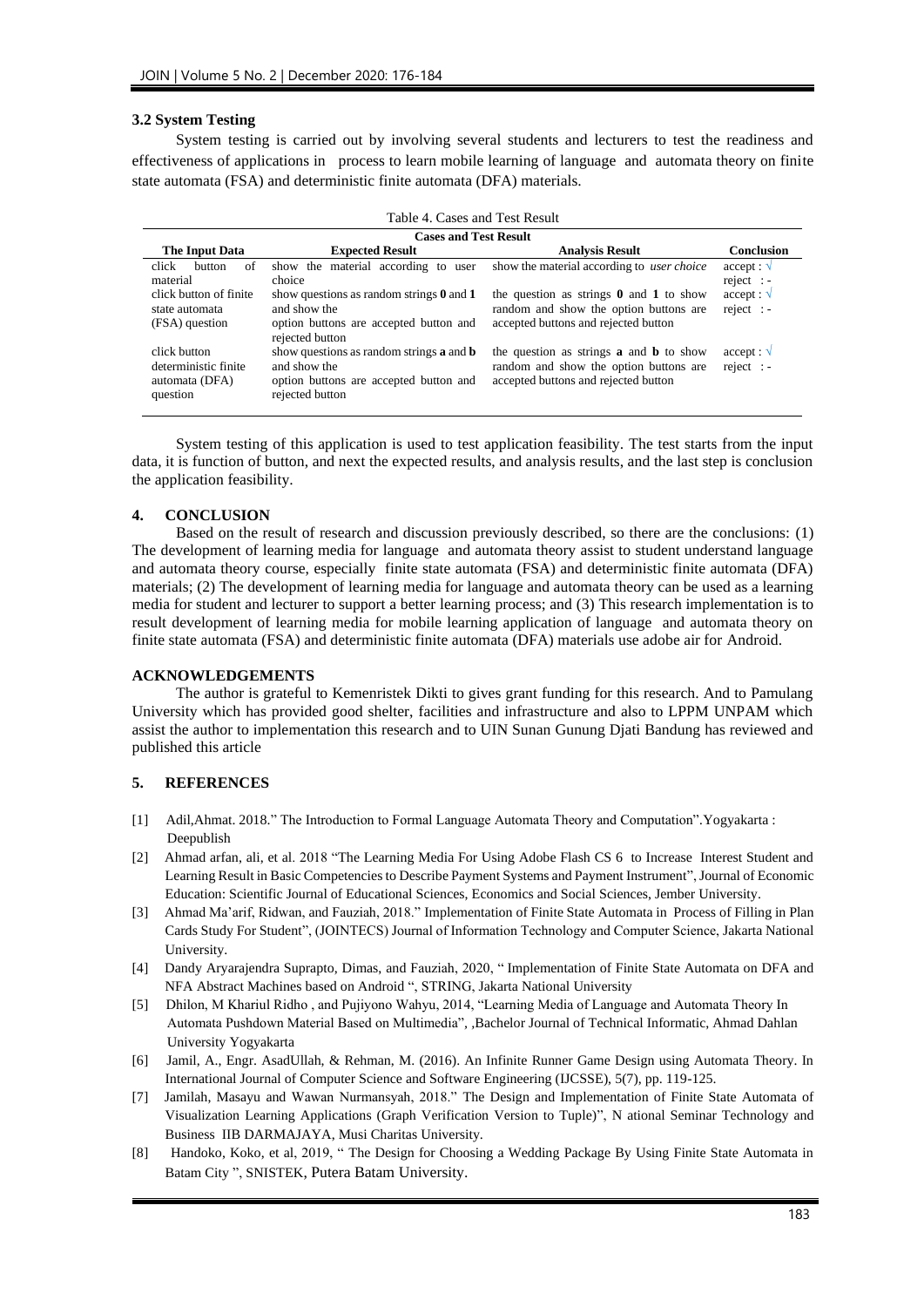### 3.2 System Testing

System testing is carried out by involving several students and lecturers to test the readiness and effectiveness of applications in process to learn mobile learning of language and automata theory on finite state automata (FSA) and deterministic finite automata (DFA) materials.

Table 4. Cases and Test Result

| Cases and Test Result | | | |
|---|---|---|---|
| **The Input Data** | **Expected Result** | **Analysis Result** | **Conclusion** |
| click button of material | show the material according to user choice | show the material according to *user choice* | accept : √ reject : - |
| click button of finite state automata (FSA) question | show questions as random strings **0** and **1** and show the option buttons are accepted button and rejected button | the question as strings **0** and **1** to show random and show the option buttons are accepted buttons and rejected button | accept : √ reject : - |
| click button deterministic finite automata (DFA) question | show questions as random strings **a** and **b** and show the option buttons are accepted button and rejected button | the question as strings **a** and **b** to show random and show the option buttons are accepted buttons and rejected button | accept : √ reject : - |

System testing of this application is used to test application feasibility. The test starts from the input data, it is function of button, and next the expected results, and analysis results, and the last step is conclusion the application feasibility.

## 4. CONCLUSION

Based on the result of research and discussion previously described, so there are the conclusions: (1) The development of learning media for language and automata theory assist to student understand language and automata theory course, especially finite state automata (FSA) and deterministic finite automata (DFA) materials; (2) The development of learning media for language and automata theory can be used as a learning media for student and lecturer to support a better learning process; and (3) This research implementation is to result development of learning media for mobile learning application of language and automata theory on finite state automata (FSA) and deterministic finite automata (DFA) materials use adobe air for Android.

## ACKNOWLEDGEMENTS

The author is grateful to Kemenristek Dikti to gives grant funding for this research. And to Pamulang University which has provided good shelter, facilities and infrastructure and also to LPPM UNPAM which assist the author to implementation this research and to UIN Sunan Gunung Djati Bandung has reviewed and published this article

## 5. REFERENCES

[1] Adil,Ahmat. 2018." The Introduction to Formal Language Automata Theory and Computation".Yogyakarta : Deepublish

[2] Ahmad arfan, ali, et al. 2018 "The Learning Media For Using Adobe Flash CS 6 to Increase Interest Student and Learning Result in Basic Competencies to Describe Payment Systems and Payment Instrument", Journal of Economic Education: Scientific Journal of Educational Sciences, Economics and Social Sciences, Jember University.

[3] Ahmad Ma'arif, Ridwan, and Fauziah, 2018." Implementation of Finite State Automata in Process of Filling in Plan Cards Study For Student", (JOINTECS) Journal of Information Technology and Computer Science, Jakarta National University.

[4] Dandy Aryarajendra Suprapto, Dimas, and Fauziah, 2020, " Implementation of Finite State Automata on DFA and NFA Abstract Machines based on Android ", STRING, Jakarta National University

[5] Dhilon, M Khariul Ridho , and Pujiyono Wahyu, 2014, "Learning Media of Language and Automata Theory In Automata Pushdown Material Based on Multimedia", ,Bachelor Journal of Technical Informatic, Ahmad Dahlan University Yogyakarta

[6] Jamil, A., Engr. AsadUllah, & Rehman, M. (2016). An Infinite Runner Game Design using Automata Theory. In International Journal of Computer Science and Software Engineering (IJCSSE), 5(7), pp. 119-125.

[7] Jamilah, Masayu and Wawan Nurmansyah, 2018." The Design and Implementation of Finite State Automata of Visualization Learning Applications (Graph Verification Version to Tuple)", N ational Seminar Technology and Business IIB DARMAJAYA, Musi Charitas University.

[8] Handoko, Koko, et al, 2019, " The Design for Choosing a Wedding Package By Using Finite State Automata in Batam City ", SNISTEK, Putera Batam University.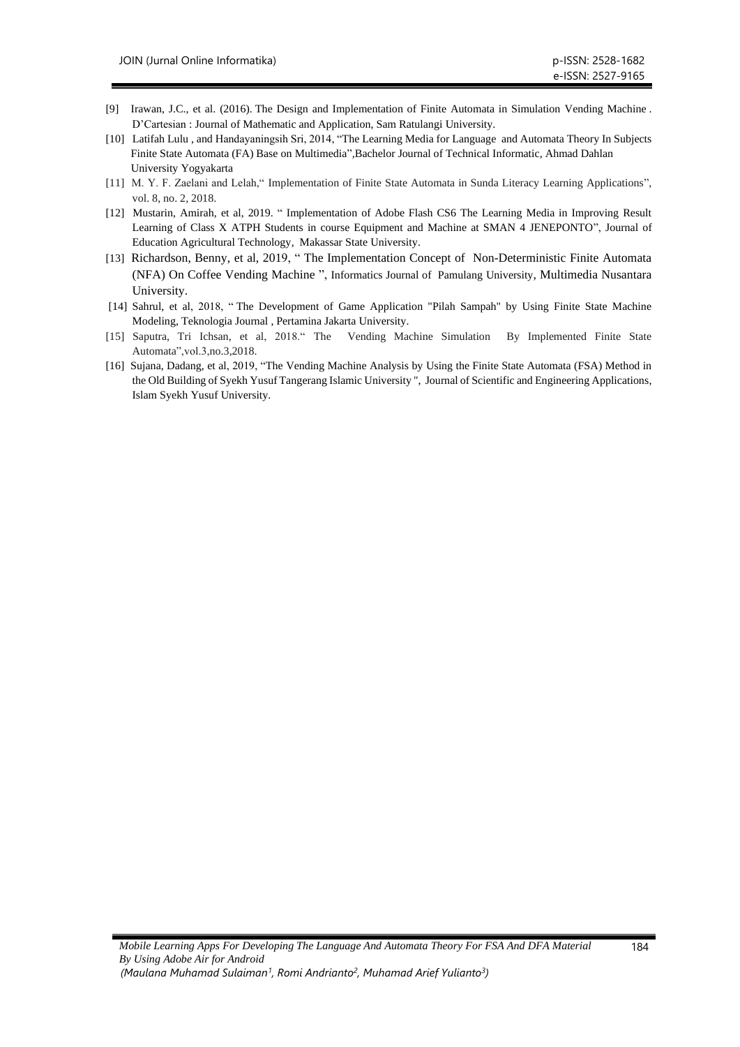[9] Irawan, J.C., et al. (2016). The Design and Implementation of Finite Automata in Simulation Vending Machine . D'Cartesian : Journal of Mathematic and Application, Sam Ratulangi University.

[10] Latifah Lulu , and Handayaningsih Sri, 2014, "The Learning Media for Language and Automata Theory In Subjects Finite State Automata (FA) Base on Multimedia",Bachelor Journal of Technical Informatic, Ahmad Dahlan University Yogyakarta

[11] M. Y. F. Zaelani and Lelah," Implementation of Finite State Automata in Sunda Literacy Learning Applications", vol. 8, no. 2, 2018.

[12] Mustarin, Amirah, et al, 2019. " Implementation of Adobe Flash CS6 The Learning Media in Improving Result Learning of Class X ATPH Students in course Equipment and Machine at SMAN 4 JENEPONTO", Journal of Education Agricultural Technology, Makassar State University.

[13] Richardson, Benny, et al, 2019, " The Implementation Concept of Non-Deterministic Finite Automata (NFA) On Coffee Vending Machine ", Informatics Journal of Pamulang University, Multimedia Nusantara University.

[14] Sahrul, et al, 2018, " The Development of Game Application "Pilah Sampah" by Using Finite State Machine Modeling, Teknologia Journal , Pertamina Jakarta University.

[15] Saputra, Tri Ichsan, et al, 2018." The Vending Machine Simulation By Implemented Finite State Automata",vol.3,no.3,2018.

[16] Sujana, Dadang, et al, 2019, "The Vending Machine Analysis by Using the Finite State Automata (FSA) Method in the Old Building of Syekh Yusuf Tangerang Islamic University ", Journal of Scientific and Engineering Applications, Islam Syekh Yusuf University.